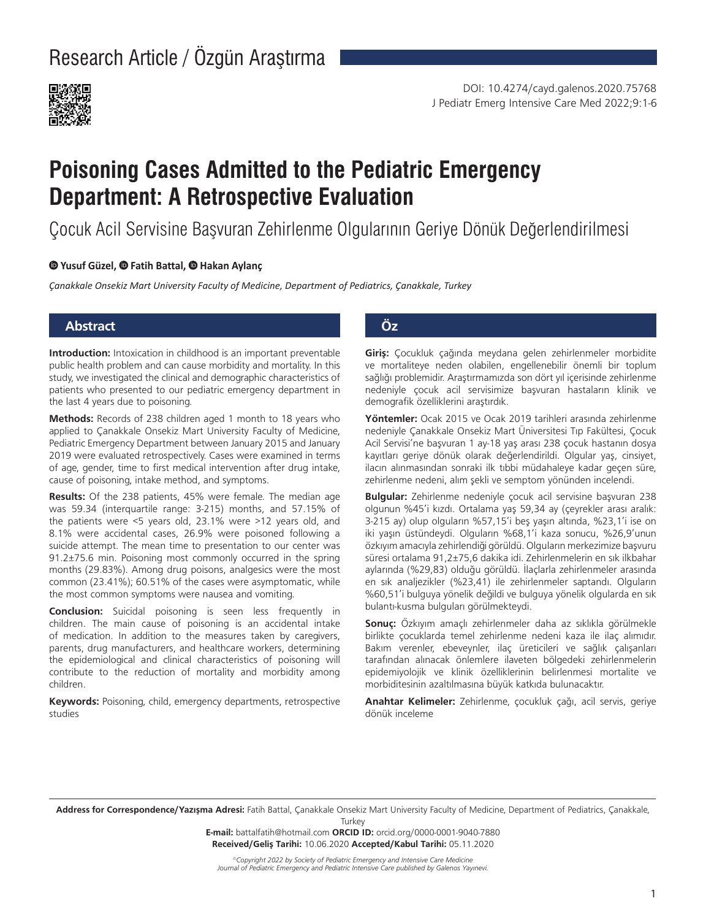Research Article / Özgün Araştırma

DOI: 10.4274/cayd.galenos.2020.75768

# Poisoning Cases Admitted to the Pediatric Emergency Department: A Retrospective Evaluation

## Çocuk Acil Servisine Başvuran Zehirlenme Olgularının Geriye Dönük Değerlendirilmesi

**Yusuf Güzel, Fatih Battal, Hakan Aylanç**

*Çanakkale Onsekiz Mart University Faculty of Medicine, Department of Pediatrics, Çanakkale, Turkey*

## Abstract

**Introduction:** Intoxication in childhood is an important preventable public health problem and can cause morbidity and mortality. In this study, we investigated the clinical and demographic characteristics of patients who presented to our pediatric emergency department in the last 4 years due to poisoning.

**Methods:** Records of 238 children aged 1 month to 18 years who applied to Çanakkale Onsekiz Mart University Faculty of Medicine, Pediatric Emergency Department between January 2015 and January 2019 were evaluated retrospectively. Cases were examined in terms of age, gender, time to first medical intervention after drug intake, cause of poisoning, intake method, and symptoms.

**Results:** Of the 238 patients, 45% were female. The median age was 59.34 (interquartile range: 3-215) months, and 57.15% of the patients were <5 years old, 23.1% were >12 years old, and 8.1% were accidental cases, 26.9% were poisoned following a suicide attempt. The mean time to presentation to our center was 91.2±75.6 min. Poisoning most commonly occurred in the spring months (29.83%). Among drug poisons, analgesics were the most common (23.41%); 60.51% of the cases were asymptomatic, while the most common symptoms were nausea and vomiting.

**Conclusion:** Suicidal poisoning is seen less frequently in children. The main cause of poisoning is an accidental intake of medication. In addition to the measures taken by caregivers, parents, drug manufacturers, and healthcare workers, determining the epidemiological and clinical characteristics of poisoning will contribute to the reduction of mortality and morbidity among children.

**Keywords:** Poisoning, child, emergency departments, retrospective studies

## Öz

**Giriş:** Çocukluk çağında meydana gelen zehirlenmeler morbidite ve mortaliteye neden olabilen, engellenebilir önemli bir toplum sağlığı problemidir. Araştırmamızda son dört yıl içerisinde zehirlenme nedeniyle çocuk acil servisimize başvuran hastaların klinik ve demografik özelliklerini araştırdık.

**Yöntemler:** Ocak 2015 ve Ocak 2019 tarihleri arasında zehirlenme nedeniyle Çanakkale Onsekiz Mart Üniversitesi Tıp Fakültesi, Çocuk Acil Servisi'ne başvuran 1 ay-18 yaş arası 238 çocuk hastanın dosya kayıtları geriye dönük olarak değerlendirildi. Olgular yaş, cinsiyet, ilacın alınmasından sonraki ilk tıbbi müdahaleye kadar geçen süre, zehirlenme nedeni, alım şekli ve semptom yönünden incelendi.

**Bulgular:** Zehirlenme nedeniyle çocuk acil servisine başvuran 238 olgunun %45'i kızdı. Ortalama yaş 59,34 ay (çeyrekler arası aralık: 3-215 ay) olup olguların %57,15'i beş yaşın altında, %23,1'i ise on iki yaşın üstündeydi. Olguların %68,1'i kaza sonucu, %26,9'unun özkıyım amacıyla zehirlendiği görüldü. Olguların merkezimize başvuru süresi ortalama 91,2±75,6 dakika idi. Zehirlenmelerin en sık ilkbahar aylarında (%29,83) olduğu görüldü. İlaçlarla zehirlenmeler arasında en sık analjezikler (%23,41) ile zehirlenmeler saptandı. Olguların %60,51'i bulguya yönelik değildi ve bulguya yönelik olgularda en sık bulantı-kusma bulguları görülmekteydi.

**Sonuç:** Özkıyım amaçlı zehirlenmeler daha az sıklıkla görülmekle birlikte çocuklarda temel zehirlenme nedeni kaza ile ilaç alımıdır. Bakım verenler, ebeveynler, ilaç üreticileri ve sağlık çalışanları tarafından alınacak önlemlere ilaveten bölgedeki zehirlenmelerin epidemiyolojik ve klinik özelliklerinin belirlenmesi mortalite ve morbiditesinin azaltılmasına büyük katkıda bulunacaktır.

**Anahtar Kelimeler:** Zehirlenme, çocukluk çağı, acil servis, geriye dönük inceleme

**Address for Correspondence/Yazışma Adresi:** Fatih Battal, Çanakkale Onsekiz Mart University Faculty of Medicine, Department of Pediatrics, Çanakkale, Turkey
**E-mail:** battalfatih@hotmail.com **ORCID ID:** orcid.org/0000-0001-9040-7880
**Received/Geliş Tarihi:** 10.06.2020 **Accepted/Kabul Tarihi:** 05.11.2020

*©Copyright 2022 by Society of Pediatric Emergency and Intensive Care Medicine*
*Journal of Pediatric Emergency and Pediatric Intensive Care published by Galenos Yayınevi.*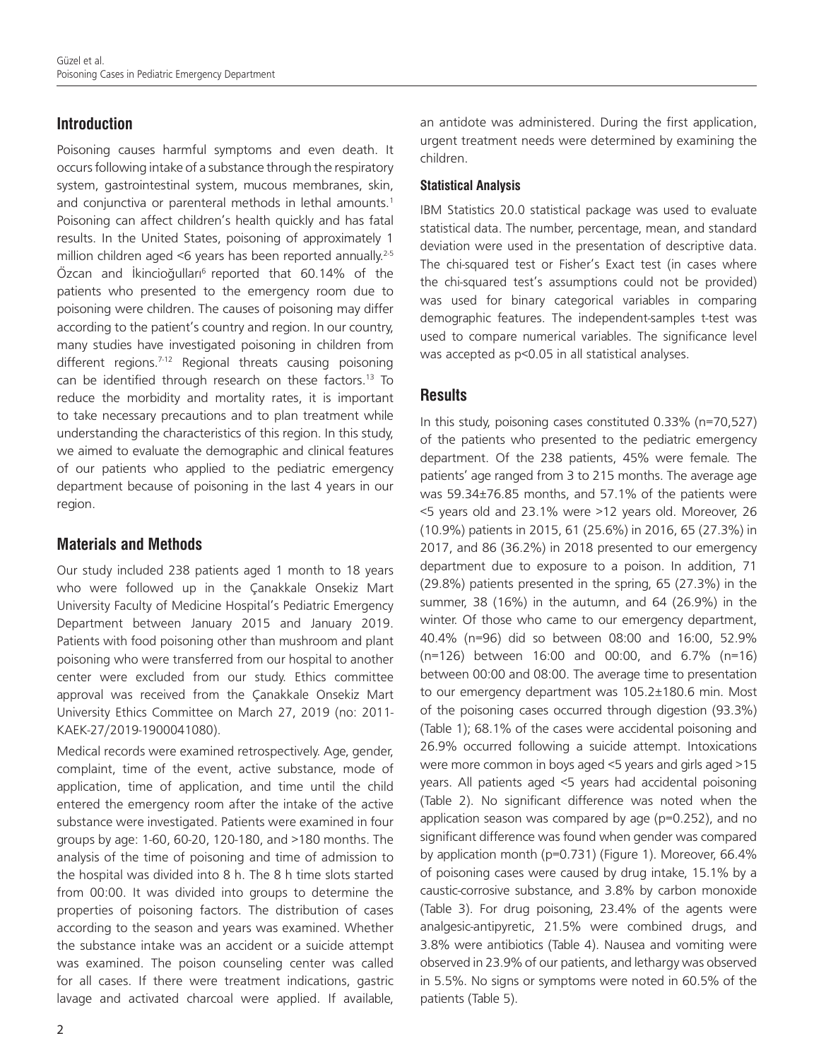## Introduction

Poisoning causes harmful symptoms and even death. It occurs following intake of a substance through the respiratory system, gastrointestinal system, mucous membranes, skin, and conjunctiva or parenteral methods in lethal amounts.[1] Poisoning can affect children's health quickly and has fatal results. In the United States, poisoning of approximately 1 million children aged <6 years has been reported annually.[2-5] Özcan and İkincioğulları[6] reported that 60.14% of the patients who presented to the emergency room due to poisoning were children. The causes of poisoning may differ according to the patient's country and region. In our country, many studies have investigated poisoning in children from different regions.[7-12] Regional threats causing poisoning can be identified through research on these factors.[13] To reduce the morbidity and mortality rates, it is important to take necessary precautions and to plan treatment while understanding the characteristics of this region. In this study, we aimed to evaluate the demographic and clinical features of our patients who applied to the pediatric emergency department because of poisoning in the last 4 years in our region.

## Materials and Methods

Our study included 238 patients aged 1 month to 18 years who were followed up in the Çanakkale Onsekiz Mart University Faculty of Medicine Hospital's Pediatric Emergency Department between January 2015 and January 2019. Patients with food poisoning other than mushroom and plant poisoning who were transferred from our hospital to another center were excluded from our study. Ethics committee approval was received from the Çanakkale Onsekiz Mart University Ethics Committee on March 27, 2019 (no: 2011-KAEK-27/2019-1900041080).

Medical records were examined retrospectively. Age, gender, complaint, time of the event, active substance, mode of application, time of application, and time until the child entered the emergency room after the intake of the active substance were investigated. Patients were examined in four groups by age: 1-60, 60-20, 120-180, and >180 months. The analysis of the time of poisoning and time of admission to the hospital was divided into 8 h. The 8 h time slots started from 00:00. It was divided into groups to determine the properties of poisoning factors. The distribution of cases according to the season and years was examined. Whether the substance intake was an accident or a suicide attempt was examined. The poison counseling center was called for all cases. If there were treatment indications, gastric lavage and activated charcoal were applied. If available, an antidote was administered. During the first application, urgent treatment needs were determined by examining the children.

### Statistical Analysis

IBM Statistics 20.0 statistical package was used to evaluate statistical data. The number, percentage, mean, and standard deviation were used in the presentation of descriptive data. The chi-squared test or Fisher's Exact test (in cases where the chi-squared test's assumptions could not be provided) was used for binary categorical variables in comparing demographic features. The independent-samples t-test was used to compare numerical variables. The significance level was accepted as $p<0.05$ in all statistical analyses.

## Results

In this study, poisoning cases constituted 0.33% (n=70,527) of the patients who presented to the pediatric emergency department. Of the 238 patients, 45% were female. The patients' age ranged from 3 to 215 months. The average age was 59.34±76.85 months, and 57.1% of the patients were <5 years old and 23.1% were >12 years old. Moreover, 26 (10.9%) patients in 2015, 61 (25.6%) in 2016, 65 (27.3%) in 2017, and 86 (36.2%) in 2018 presented to our emergency department due to exposure to a poison. In addition, 71 (29.8%) patients presented in the spring, 65 (27.3%) in the summer, 38 (16%) in the autumn, and 64 (26.9%) in the winter. Of those who came to our emergency department, 40.4% (n=96) did so between 08:00 and 16:00, 52.9% (n=126) between 16:00 and 00:00, and 6.7% (n=16) between 00:00 and 08:00. The average time to presentation to our emergency department was 105.2±180.6 min. Most of the poisoning cases occurred through digestion (93.3%) (Table 1); 68.1% of the cases were accidental poisoning and 26.9% occurred following a suicide attempt. Intoxications were more common in boys aged <5 years and girls aged >15 years. All patients aged <5 years had accidental poisoning (Table 2). No significant difference was noted when the application season was compared by age ($p=0.252$), and no significant difference was found when gender was compared by application month ($p=0.731$) (Figure 1). Moreover, 66.4% of poisoning cases were caused by drug intake, 15.1% by a caustic-corrosive substance, and 3.8% by carbon monoxide (Table 3). For drug poisoning, 23.4% of the agents were analgesic-antipyretic, 21.5% were combined drugs, and 3.8% were antibiotics (Table 4). Nausea and vomiting were observed in 23.9% of our patients, and lethargy was observed in 5.5%. No signs or symptoms were noted in 60.5% of the patients (Table 5).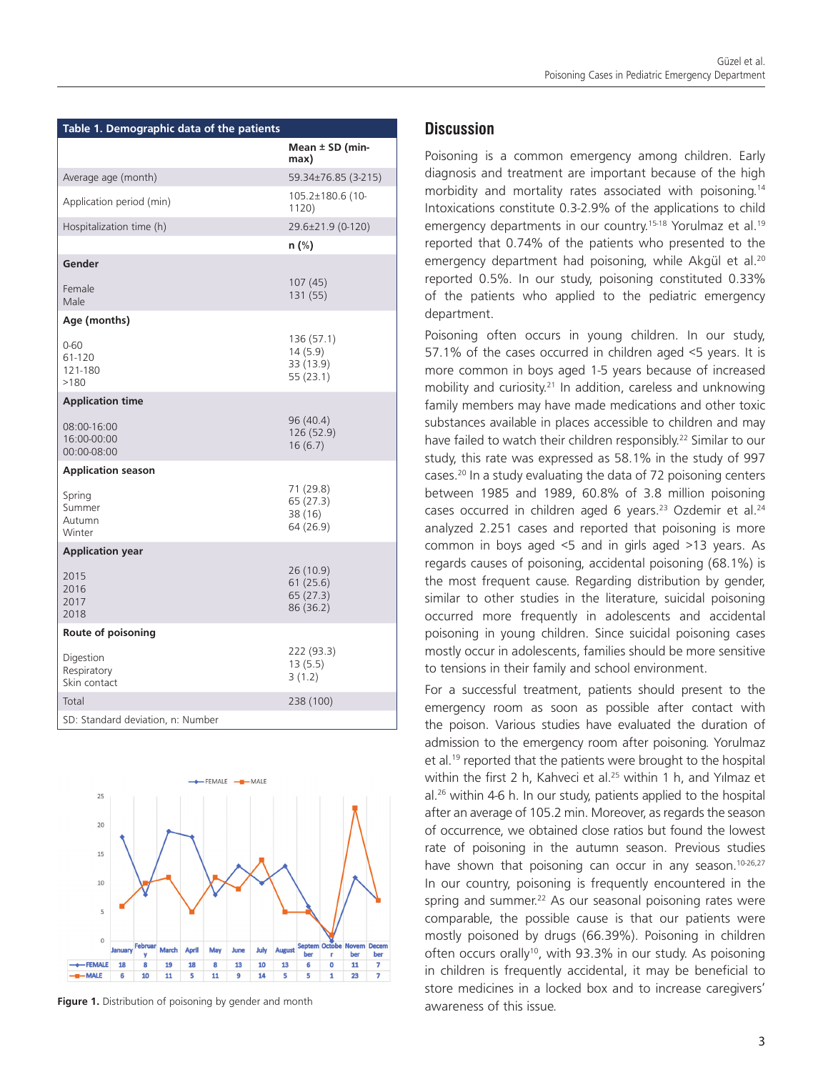**Table 1. Demographic data of the patients**

| | Mean ± SD (min-max) |
|---|---|
| Average age (month) | 59.34±76.85 (3-215) |
| Application period (min) | 105.2±180.6 (10-1120) |
| Hospitalization time (h) | 29.6±21.9 (0-120) |
| | **n (%)** |
| **Gender** | |
| Female | 107 (45) |
| Male | 131 (55) |
| **Age (months)** | |
| 0-60 | 136 (57.1) |
| 61-120 | 14 (5.9) |
| 121-180 | 33 (13.9) |
| >180 | 55 (23.1) |
| **Application time** | |
| 08:00-16:00 | 96 (40.4) |
| 16:00-00:00 | 126 (52.9) |
| 00:00-08:00 | 16 (6.7) |
| **Application season** | |
| Spring | 71 (29.8) |
| Summer | 65 (27.3) |
| Autumn | 38 (16) |
| Winter | 64 (26.9) |
| **Application year** | |
| 2015 | 26 (10.9) |
| 2016 | 61 (25.6) |
| 2017 | 65 (27.3) |
| 2018 | 86 (36.2) |
| **Route of poisoning** | |
| Digestion | 222 (93.3) |
| Respiratory | 13 (5.5) |
| Skin contact | 3 (1.2) |
| Total | 238 (100) |

SD: Standard deviation, n: Number

| | January | February | March | April | May | June | July | August | September | October | November | December |
|---|---|---|---|---|---|---|---|---|---|---|---|---|
| FEMALE | 18 | 8 | 19 | 18 | 8 | 13 | 10 | 13 | 6 | 0 | 11 | 7 |
| MALE | 6 | 10 | 11 | 5 | 11 | 9 | 14 | 5 | 5 | 1 | 23 | 7 |

**Figure 1.** Distribution of poisoning by gender and month

## Discussion

Poisoning is a common emergency among children. Early diagnosis and treatment are important because of the high morbidity and mortality rates associated with poisoning.[14] Intoxications constitute 0.3-2.9% of the applications to child emergency departments in our country.[15-18] Yorulmaz et al.[19] reported that 0.74% of the patients who presented to the emergency department had poisoning, while Akgül et al.[20] reported 0.5%. In our study, poisoning constituted 0.33% of the patients who applied to the pediatric emergency department.

Poisoning often occurs in young children. In our study, 57.1% of the cases occurred in children aged <5 years. It is more common in boys aged 1-5 years because of increased mobility and curiosity.[21] In addition, careless and unknowing family members may have made medications and other toxic substances available in places accessible to children and may have failed to watch their children responsibly.[22] Similar to our study, this rate was expressed as 58.1% in the study of 997 cases.[20] In a study evaluating the data of 72 poisoning centers between 1985 and 1989, 60.8% of 3.8 million poisoning cases occurred in children aged 6 years.[23] Ozdemir et al.[24] analyzed 2.251 cases and reported that poisoning is more common in boys aged <5 and in girls aged >13 years. As regards causes of poisoning, accidental poisoning (68.1%) is the most frequent cause. Regarding distribution by gender, similar to other studies in the literature, suicidal poisoning occurred more frequently in adolescents and accidental poisoning in young children. Since suicidal poisoning cases mostly occur in adolescents, families should be more sensitive to tensions in their family and school environment.

For a successful treatment, patients should present to the emergency room as soon as possible after contact with the poison. Various studies have evaluated the duration of admission to the emergency room after poisoning. Yorulmaz et al.[19] reported that the patients were brought to the hospital within the first 2 h, Kahveci et al.[25] within 1 h, and Yılmaz et al.[26] within 4-6 h. In our study, patients applied to the hospital after an average of 105.2 min. Moreover, as regards the season of occurrence, we obtained close ratios but found the lowest rate of poisoning in the autumn season. Previous studies have shown that poisoning can occur in any season.[10-26,27] In our country, poisoning is frequently encountered in the spring and summer.[22] As our seasonal poisoning rates were comparable, the possible cause is that our patients were mostly poisoned by drugs (66.39%). Poisoning in children often occurs orally[10], with 93.3% in our study. As poisoning in children is frequently accidental, it may be beneficial to store medicines in a locked box and to increase caregivers' awareness of this issue.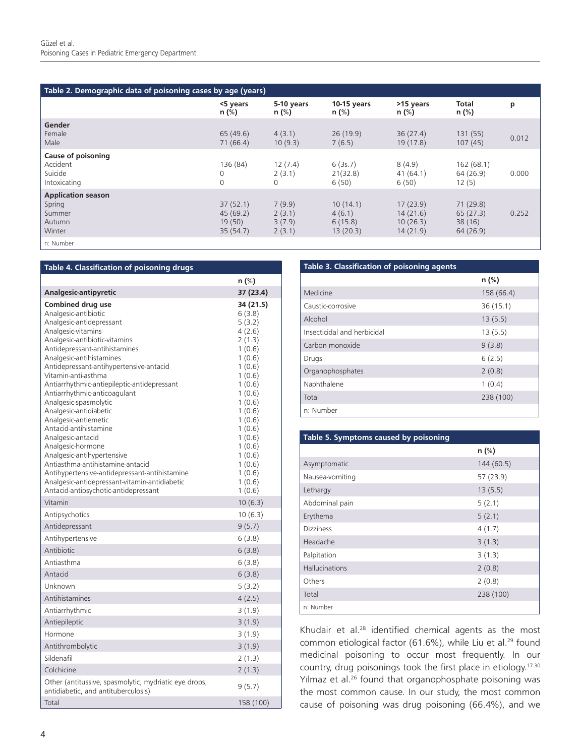**Table 2. Demographic data of poisoning cases by age (years)**

| | <5 years n (%) | 5-10 years n (%) | 10-15 years n (%) | >15 years n (%) | Total n (%) | p |
|---|---|---|---|---|---|---|
| **Gender** | | | | | | |
| Female | 65 (49.6) | 4 (3.1) | 26 (19.9) | 36 (27.4) | 131 (55) | 0.012 |
| Male | 71 (66.4) | 10 (9.3) | 7 (6.5) | 19 (17.8) | 107 (45) | |
| **Cause of poisoning** | | | | | | |
| Accident | 136 (84) | 12 (7.4) | 6 (3s.7) | 8 (4.9) | 162 (68.1) | 0.000 |
| Suicide | 0 | 2 (3.1) | 21(32.8) | 41 (64.1) | 64 (26.9) | |
| Intoxicating | 0 | 0 | 6 (50) | 6 (50) | 12 (5) | |
| **Application season** | | | | | | |
| Spring | 37 (52.1) | 7 (9.9) | 10 (14.1) | 17 (23.9) | 71 (29.8) | 0.252 |
| Summer | 45 (69.2) | 2 (3.1) | 4 (6.1) | 14 (21.6) | 65 (27.3) | |
| Autumn | 19 (50) | 3 (7.9) | 6 (15.8) | 10 (26.3) | 38 (16) | |
| Winter | 35 (54.7) | 2 (3.1) | 13 (20.3) | 14 (21.9) | 64 (26.9) | |

n: Number

**Table 4. Classification of poisoning drugs**

| | n (%) |
|---|---|
| **Analgesic-antipyretic** | **37 (23.4)** |
| **Combined drug use** | **34 (21.5)** |
| Analgesic-antibiotic | 6 (3.8) |
| Analgesic-antidepressant | 5 (3.2) |
| Analgesic-vitamins | 4 (2.6) |
| Analgesic-antibiotic-vitamins | 2 (1.3) |
| Antidepressant-antihistamines | 1 (0.6) |
| Analgesic-antihistamines | 1 (0.6) |
| Antidepressant-antihypertensive-antacid | 1 (0.6) |
| Vitamin-anti-asthma | 1 (0.6) |
| Antiarrhythmic-antiepileptic-antidepressant | 1 (0.6) |
| Antiarrhythmic-anticoagulant | 1 (0.6) |
| Analgesic-spasmolytic | 1 (0.6) |
| Analgesic-antidiabetic | 1 (0.6) |
| Analgesic-antiemetic | 1 (0.6) |
| Antacid-antihistamine | 1 (0.6) |
| Analgesic-antacid | 1 (0.6) |
| Analgesic-hormone | 1 (0.6) |
| Analgesic-antihypertensive | 1 (0.6) |
| Antiasthma-antihistamine-antacid | 1 (0.6) |
| Antihypertensive-antidepressant-antihistamine | 1 (0.6) |
| Analgesic-antidepressant-vitamin-antidiabetic | 1 (0.6) |
| Antacid-antipsychotic-antidepressant | 1 (0.6) |
| Vitamin | 10 (6.3) |
| Antipsychotics | 10 (6.3) |
| Antidepressant | 9 (5.7) |
| Antihypertensive | 6 (3.8) |
| Antibiotic | 6 (3.8) |
| Antiasthma | 6 (3.8) |
| Antacid | 6 (3.8) |
| Unknown | 5 (3.2) |
| Antihistamines | 4 (2.5) |
| Antiarrhythmic | 3 (1.9) |
| Antiepileptic | 3 (1.9) |
| Hormone | 3 (1.9) |
| Antithrombolytic | 3 (1.9) |
| Sildenafil | 2 (1.3) |
| Colchicine | 2 (1.3) |
| Other (antitussive, spasmolytic, mydriatic eye drops, antidiabetic, and antituberculosis) | 9 (5.7) |
| Total | 158 (100) |

**Table 3. Classification of poisoning agents**

| | n (%) |
|---|---|
| Medicine | 158 (66.4) |
| Caustic-corrosive | 36 (15.1) |
| Alcohol | 13 (5.5) |
| Insecticidal and herbicidal | 13 (5.5) |
| Carbon monoxide | 9 (3.8) |
| Drugs | 6 (2.5) |
| Organophosphates | 2 (0.8) |
| Naphthalene | 1 (0.4) |
| Total | 238 (100) |

n: Number

**Table 5. Symptoms caused by poisoning**

| | n (%) |
|---|---|
| Asymptomatic | 144 (60.5) |
| Nausea-vomiting | 57 (23.9) |
| Lethargy | 13 (5.5) |
| Abdominal pain | 5 (2.1) |
| Erythema | 5 (2.1) |
| Dizziness | 4 (1.7) |
| Headache | 3 (1.3) |
| Palpitation | 3 (1.3) |
| Hallucinations | 2 (0.8) |
| Others | 2 (0.8) |
| Total | 238 (100) |

n: Number

Khudair et al.[28] identified chemical agents as the most common etiological factor (61.6%), while Liu et al.[29] found medicinal poisoning to occur most frequently. In our country, drug poisonings took the first place in etiology.[17-30] Yılmaz et al.[26] found that organophosphate poisoning was the most common cause. In our study, the most common cause of poisoning was drug poisoning (66.4%), and we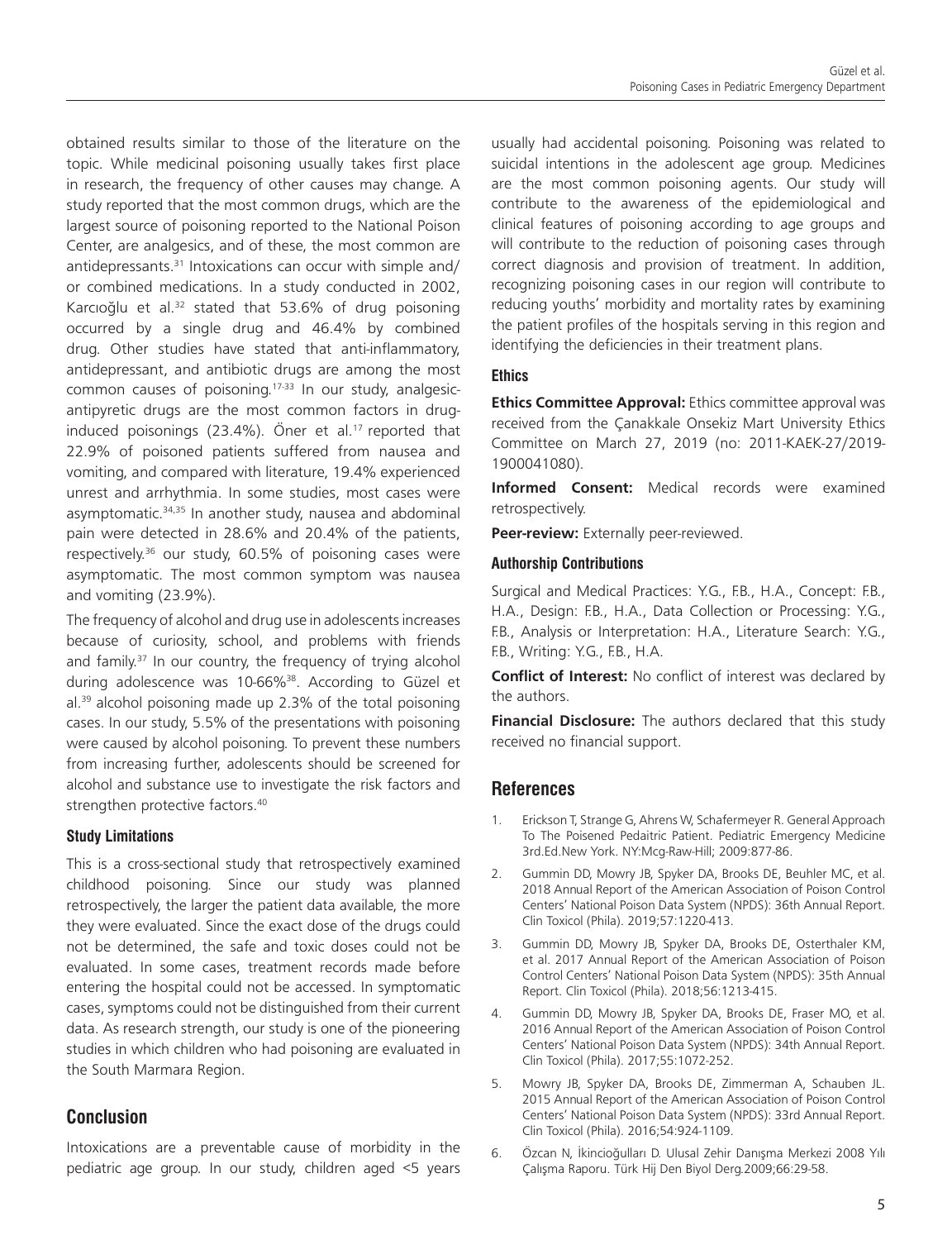obtained results similar to those of the literature on the topic. While medicinal poisoning usually takes first place in research, the frequency of other causes may change. A study reported that the most common drugs, which are the largest source of poisoning reported to the National Poison Center, are analgesics, and of these, the most common are antidepressants.[31] Intoxications can occur with simple and/or combined medications. In a study conducted in 2002, Karcıoğlu et al.[32] stated that 53.6% of drug poisoning occurred by a single drug and 46.4% by combined drug. Other studies have stated that anti-inflammatory, antidepressant, and antibiotic drugs are among the most common causes of poisoning.[17-33] In our study, analgesic-antipyretic drugs are the most common factors in drug-induced poisonings (23.4%). Öner et al.[17] reported that 22.9% of poisoned patients suffered from nausea and vomiting, and compared with literature, 19.4% experienced unrest and arrhythmia. In some studies, most cases were asymptomatic.[34,35] In another study, nausea and abdominal pain were detected in 28.6% and 20.4% of the patients, respectively.[36] our study, 60.5% of poisoning cases were asymptomatic. The most common symptom was nausea and vomiting (23.9%).

The frequency of alcohol and drug use in adolescents increases because of curiosity, school, and problems with friends and family.[37] In our country, the frequency of trying alcohol during adolescence was 10-66%[38]. According to Güzel et al.[39] alcohol poisoning made up 2.3% of the total poisoning cases. In our study, 5.5% of the presentations with poisoning were caused by alcohol poisoning. To prevent these numbers from increasing further, adolescents should be screened for alcohol and substance use to investigate the risk factors and strengthen protective factors.[40]

### Study Limitations

This is a cross-sectional study that retrospectively examined childhood poisoning. Since our study was planned retrospectively, the larger the patient data available, the more they were evaluated. Since the exact dose of the drugs could not be determined, the safe and toxic doses could not be evaluated. In some cases, treatment records made before entering the hospital could not be accessed. In symptomatic cases, symptoms could not be distinguished from their current data. As research strength, our study is one of the pioneering studies in which children who had poisoning are evaluated in the South Marmara Region.

## Conclusion

Intoxications are a preventable cause of morbidity in the pediatric age group. In our study, children aged <5 years usually had accidental poisoning. Poisoning was related to suicidal intentions in the adolescent age group. Medicines are the most common poisoning agents. Our study will contribute to the awareness of the epidemiological and clinical features of poisoning according to age groups and will contribute to the reduction of poisoning cases through correct diagnosis and provision of treatment. In addition, recognizing poisoning cases in our region will contribute to reducing youths' morbidity and mortality rates by examining the patient profiles of the hospitals serving in this region and identifying the deficiencies in their treatment plans.

### Ethics

**Ethics Committee Approval:** Ethics committee approval was received from the Çanakkale Onsekiz Mart University Ethics Committee on March 27, 2019 (no: 2011-KAEK-27/2019-1900041080).

**Informed Consent:** Medical records were examined retrospectively.

**Peer-review:** Externally peer-reviewed.

### Authorship Contributions

Surgical and Medical Practices: Y.G., F.B., H.A., Concept: F.B., H.A., Design: F.B., H.A., Data Collection or Processing: Y.G., F.B., Analysis or Interpretation: H.A., Literature Search: Y.G., F.B., Writing: Y.G., F.B., H.A.

**Conflict of Interest:** No conflict of interest was declared by the authors.

**Financial Disclosure:** The authors declared that this study received no financial support.

## References

1. Erickson T, Strange G, Ahrens W, Schafermeyer R. General Approach To The Poisened Pedaitric Patient. Pediatric Emergency Medicine 3rd.Ed.New York. NY:Mcg-Raw-Hill; 2009:877-86.
2. Gummin DD, Mowry JB, Spyker DA, Brooks DE, Beuhler MC, et al. 2018 Annual Report of the American Association of Poison Control Centers' National Poison Data System (NPDS): 36th Annual Report. Clin Toxicol (Phila). 2019;57:1220-413.
3. Gummin DD, Mowry JB, Spyker DA, Brooks DE, Osterthaler KM, et al. 2017 Annual Report of the American Association of Poison Control Centers' National Poison Data System (NPDS): 35th Annual Report. Clin Toxicol (Phila). 2018;56:1213-415.
4. Gummin DD, Mowry JB, Spyker DA, Brooks DE, Fraser MO, et al. 2016 Annual Report of the American Association of Poison Control Centers' National Poison Data System (NPDS): 34th Annual Report. Clin Toxicol (Phila). 2017;55:1072-252.
5. Mowry JB, Spyker DA, Brooks DE, Zimmerman A, Schauben JL. 2015 Annual Report of the American Association of Poison Control Centers' National Poison Data System (NPDS): 33rd Annual Report. Clin Toxicol (Phila). 2016;54:924-1109.
6. Özcan N, İkincioğulları D. Ulusal Zehir Danışma Merkezi 2008 Yılı Çalışma Raporu. Türk Hij Den Biyol Derg.2009;66:29-58.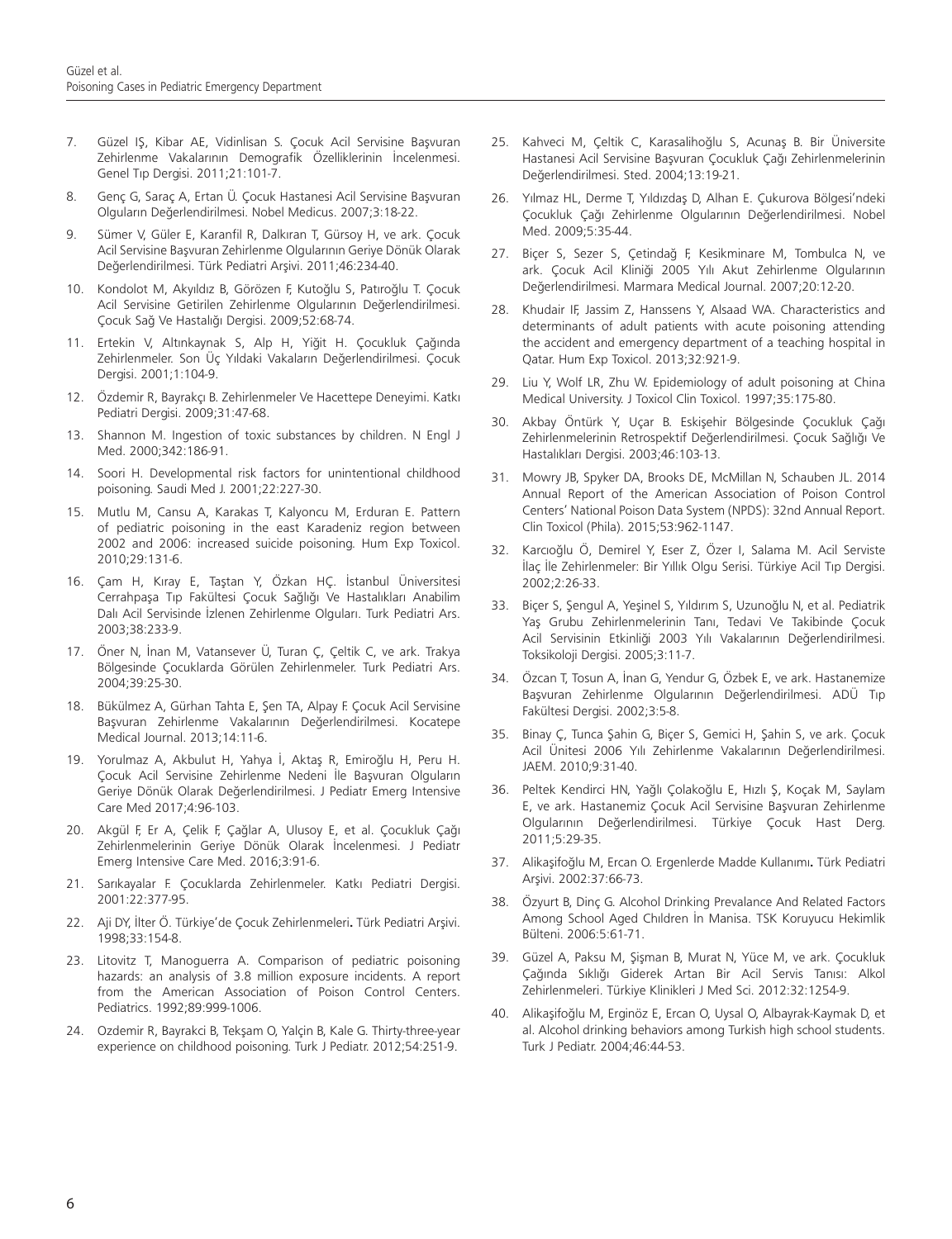7. Güzel IŞ, Kibar AE, Vidinlisan S. Çocuk Acil Servisine Başvuran Zehirlenme Vakalarının Demografik Özelliklerinin İncelenmesi. Genel Tıp Dergisi. 2011;21:101-7.
8. Genç G, Saraç A, Ertan Ü. Çocuk Hastanesi Acil Servisine Başvuran Olguların Değerlendirilmesi. Nobel Medicus. 2007;3:18-22.
9. Sümer V, Güler E, Karanfil R, Dalkıran T, Gürsoy H, ve ark. Çocuk Acil Servisine Başvuran Zehirlenme Olgularının Geriye Dönük Olarak Değerlendirilmesi. Türk Pediatri Arşivi. 2011;46:234-40.
10. Kondolot M, Akyıldız B, Görözen F, Kutoğlu S, Patıroğlu T. Çocuk Acil Servisine Getirilen Zehirlenme Olgularının Değerlendirilmesi. Çocuk Sağ Ve Hastalığı Dergisi. 2009;52:68-74.
11. Ertekin V, Altınkaynak S, Alp H, Yiğit H. Çocukluk Çağında Zehirlenmeler. Son Üç Yıldaki Vakaların Değerlendirilmesi. Çocuk Dergisi. 2001;1:104-9.
12. Özdemir R, Bayrakçı B. Zehirlenmeler Ve Hacettepe Deneyimi. Katkı Pediatri Dergisi. 2009;31:47-68.
13. Shannon M. Ingestion of toxic substances by children. N Engl J Med. 2000;342:186-91.
14. Soori H. Developmental risk factors for unintentional childhood poisoning. Saudi Med J. 2001;22:227-30.
15. Mutlu M, Cansu A, Karakas T, Kalyoncu M, Erduran E. Pattern of pediatric poisoning in the east Karadeniz region between 2002 and 2006: increased suicide poisoning. Hum Exp Toxicol. 2010;29:131-6.
16. Çam H, Kıray E, Taştan Y, Özkan HÇ. İstanbul Üniversitesi Cerrahpaşa Tıp Fakültesi Çocuk Sağlığı Ve Hastalıkları Anabilim Dalı Acil Servisinde İzlenen Zehirlenme Olguları. Turk Pediatri Ars. 2003;38:233-9.
17. Öner N, İnan M, Vatansever Ü, Turan Ç, Çeltik C, ve ark. Trakya Bölgesinde Çocuklarda Görülen Zehirlenmeler. Turk Pediatri Ars. 2004;39:25-30.
18. Bükülmez A, Gürhan Tahta E, Şen TA, Alpay F. Çocuk Acil Servisine Başvuran Zehirlenme Vakalarının Değerlendirilmesi. Kocatepe Medical Journal. 2013;14:11-6.
19. Yorulmaz A, Akbulut H, Yahya İ, Aktaş R, Emiroğlu H, Peru H. Çocuk Acil Servisine Zehirlenme Nedeni İle Başvuran Olguların Geriye Dönük Olarak Değerlendirilmesi. J Pediatr Emerg Intensive Care Med 2017;4:96-103.
20. Akgül F, Er A, Çelik F, Çağlar A, Ulusoy E, et al. Çocukluk Çağı Zehirlenmelerinin Geriye Dönük Olarak İncelenmesi. J Pediatr Emerg Intensive Care Med. 2016;3:91-6.
21. Sarıkayalar F. Çocuklarda Zehirlenmeler. Katkı Pediatri Dergisi. 2001:22:377-95.
22. Aji DY, İlter Ö. Türkiye'de Çocuk Zehirlenmeleri**.** Türk Pediatri Arşivi. 1998;33:154-8.
23. Litovitz T, Manoguerra A. Comparison of pediatric poisoning hazards: an analysis of 3.8 million exposure incidents. A report from the American Association of Poison Control Centers. Pediatrics. 1992;89:999-1006.
24. Ozdemir R, Bayrakci B, Tekşam O, Yalçin B, Kale G. Thirty-three-year experience on childhood poisoning. Turk J Pediatr. 2012;54:251-9.
25. Kahveci M, Çeltik C, Karasalihoğlu S, Acunaş B. Bir Üniversite Hastanesi Acil Servisine Başvuran Çocukluk Çağı Zehirlenmelerinin Değerlendirilmesi. Sted. 2004;13:19-21.
26. Yılmaz HL, Derme T, Yıldızdaş D, Alhan E. Çukurova Bölgesi'ndeki Çocukluk Çağı Zehirlenme Olgularının Değerlendirilmesi. Nobel Med. 2009;5:35-44.
27. Biçer S, Sezer S, Çetindağ F, Kesikminare M, Tombulca N, ve ark. Çocuk Acil Kliniği 2005 Yılı Akut Zehirlenme Olgularının Değerlendirilmesi. Marmara Medical Journal. 2007;20:12-20.
28. Khudair IF, Jassim Z, Hanssens Y, Alsaad WA. Characteristics and determinants of adult patients with acute poisoning attending the accident and emergency department of a teaching hospital in Qatar. Hum Exp Toxicol. 2013;32:921-9.
29. Liu Y, Wolf LR, Zhu W. Epidemiology of adult poisoning at China Medical University. J Toxicol Clin Toxicol. 1997;35:175-80.
30. Akbay Öntürk Y, Uçar B. Eskişehir Bölgesinde Çocukluk Çağı Zehirlenmelerinin Retrospektif Değerlendirilmesi. Çocuk Sağlığı Ve Hastalıkları Dergisi. 2003;46:103-13.
31. Mowry JB, Spyker DA, Brooks DE, McMillan N, Schauben JL. 2014 Annual Report of the American Association of Poison Control Centers' National Poison Data System (NPDS): 32nd Annual Report. Clin Toxicol (Phila). 2015;53:962-1147.
32. Karcıoğlu Ö, Demirel Y, Eser Z, Özer I, Salama M. Acil Serviste İlaç İle Zehirlenmeler: Bir Yıllık Olgu Serisi. Türkiye Acil Tıp Dergisi. 2002;2:26-33.
33. Biçer S, Şengul A, Yeşinel S, Yıldırım S, Uzunoğlu N, et al. Pediatrik Yaş Grubu Zehirlenmelerinin Tanı, Tedavi Ve Takibinde Çocuk Acil Servisinin Etkinliği 2003 Yılı Vakalarının Değerlendirilmesi. Toksikoloji Dergisi. 2005;3:11-7.
34. Özcan T, Tosun A, İnan G, Yendur G, Özbek E, ve ark. Hastanemize Başvuran Zehirlenme Olgularının Değerlendirilmesi. ADÜ Tıp Fakültesi Dergisi. 2002;3:5-8.
35. Binay Ç, Tunca Şahin G, Biçer S, Gemici H, Şahin S, ve ark. Çocuk Acil Ünitesi 2006 Yılı Zehirlenme Vakalarının Değerlendirilmesi. JAEM. 2010;9:31-40.
36. Peltek Kendirci HN, Yağlı Çolakoğlu E, Hızlı Ş, Koçak M, Saylam E, ve ark. Hastanemiz Çocuk Acil Servisine Başvuran Zehirlenme Olgularının Değerlendirilmesi. Türkiye Çocuk Hast Derg. 2011;5:29-35.
37. Alikaşifoğlu M, Ercan O. Ergenlerde Madde Kullanımı**.** Türk Pediatri Arşivi. 2002:37:66-73.
38. Özyurt B, Dinç G. Alcohol Drinking Prevalance And Related Factors Among School Aged Chıldren İn Manisa. TSK Koruyucu Hekimlik Bülteni. 2006:5:61-71.
39. Güzel A, Paksu M, Şişman B, Murat N, Yüce M, ve ark. Çocukluk Çağında Sıklığı Giderek Artan Bir Acil Servis Tanısı: Alkol Zehirlenmeleri. Türkiye Klinikleri J Med Sci. 2012:32:1254-9.
40. Alikaşifoğlu M, Erginöz E, Ercan O, Uysal O, Albayrak-Kaymak D, et al. Alcohol drinking behaviors among Turkish high school students. Turk J Pediatr. 2004;46:44-53.